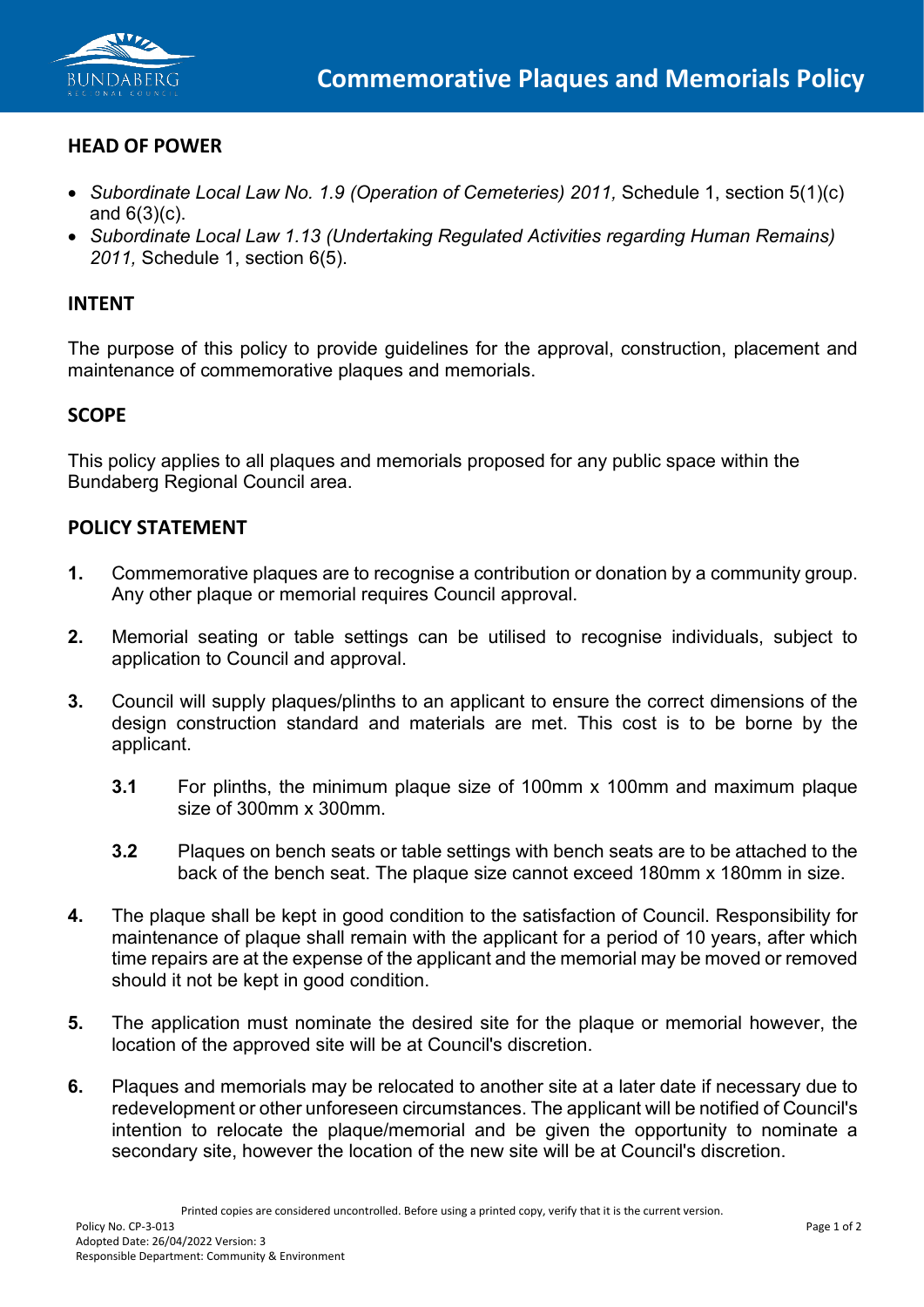# Commemorative Plaques and Memorials Policy

## HEAD OF POWER

- *Subordinate Local Law No. 1.9 (Operation of Cemeteries) 2011,* Schedule 1, section 5(1)(c) and 6(3)(c).
- *Subordinate Local Law 1.13 (Undertaking Regulated Activities regarding Human Remains) 2011,* Schedule 1, section 6(5).

## INTENT

The purpose of this policy to provide guidelines for the approval, construction, placement and maintenance of commemorative plaques and memorials.

## SCOPE

This policy applies to all plaques and memorials proposed for any public space within the Bundaberg Regional Council area.

## POLICY STATEMENT

**1.** Commemorative plaques are to recognise a contribution or donation by a community group. Any other plaque or memorial requires Council approval.

**2.** Memorial seating or table settings can be utilised to recognise individuals, subject to application to Council and approval.

**3.** Council will supply plaques/plinths to an applicant to ensure the correct dimensions of the design construction standard and materials are met. This cost is to be borne by the applicant.

  **3.1** For plinths, the minimum plaque size of 100mm x 100mm and maximum plaque size of 300mm x 300mm.

  **3.2** Plaques on bench seats or table settings with bench seats are to be attached to the back of the bench seat. The plaque size cannot exceed 180mm x 180mm in size.

**4.** The plaque shall be kept in good condition to the satisfaction of Council. Responsibility for maintenance of plaque shall remain with the applicant for a period of 10 years, after which time repairs are at the expense of the applicant and the memorial may be moved or removed should it not be kept in good condition.

**5.** The application must nominate the desired site for the plaque or memorial however, the location of the approved site will be at Council's discretion.

**6.** Plaques and memorials may be relocated to another site at a later date if necessary due to redevelopment or other unforeseen circumstances. The applicant will be notified of Council's intention to relocate the plaque/memorial and be given the opportunity to nominate a secondary site, however the location of the new site will be at Council's discretion.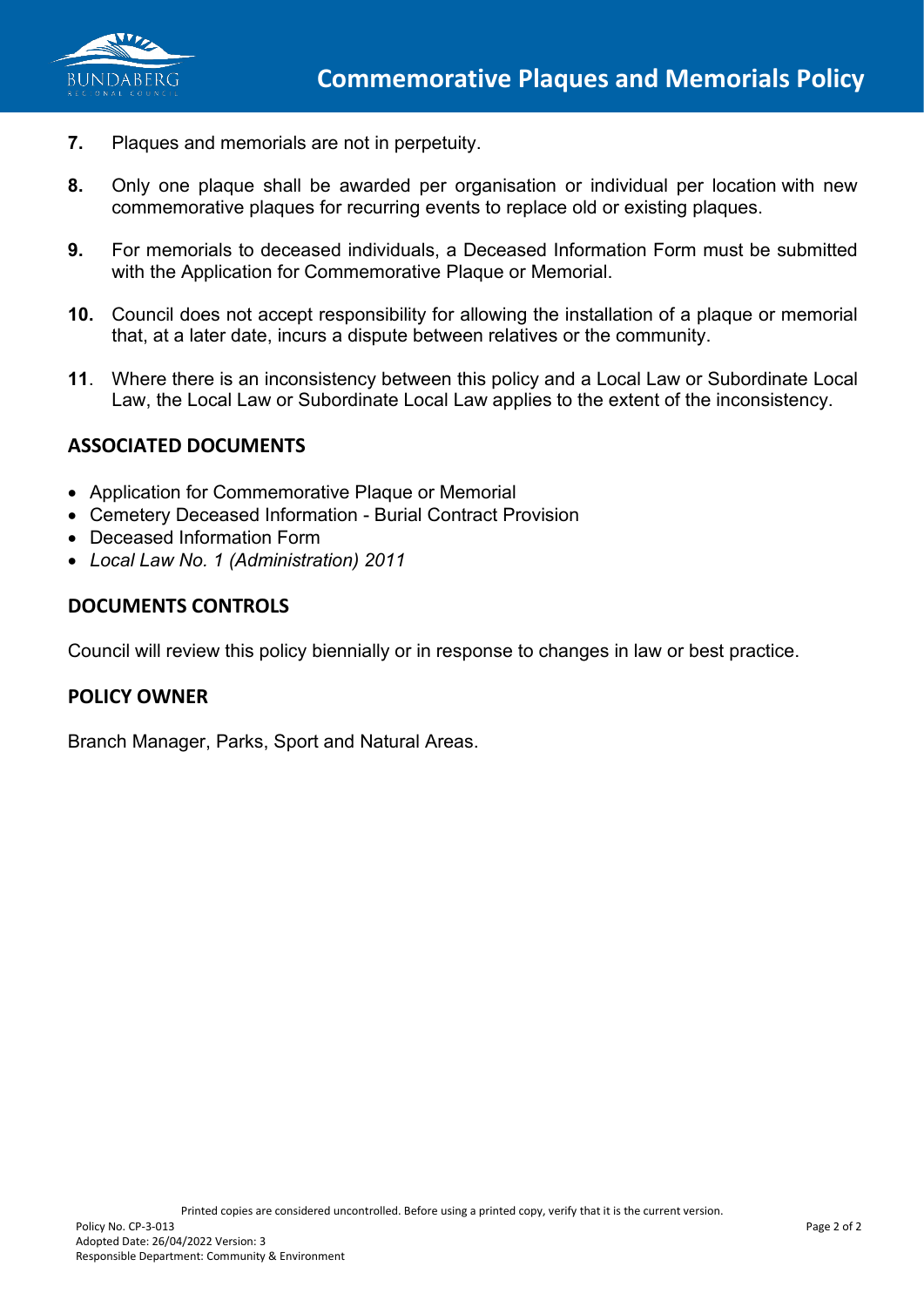**7.** Plaques and memorials are not in perpetuity.

**8.** Only one plaque shall be awarded per organisation or individual per location with new commemorative plaques for recurring events to replace old or existing plaques.

**9.** For memorials to deceased individuals, a Deceased Information Form must be submitted with the Application for Commemorative Plaque or Memorial.

**10.** Council does not accept responsibility for allowing the installation of a plaque or memorial that, at a later date, incurs a dispute between relatives or the community.

**11**. Where there is an inconsistency between this policy and a Local Law or Subordinate Local Law, the Local Law or Subordinate Local Law applies to the extent of the inconsistency.

## ASSOCIATED DOCUMENTS

- Application for Commemorative Plaque or Memorial
- Cemetery Deceased Information - Burial Contract Provision
- Deceased Information Form
- *Local Law No. 1 (Administration) 2011*

## DOCUMENTS CONTROLS

Council will review this policy biennially or in response to changes in law or best practice.

## POLICY OWNER

Branch Manager, Parks, Sport and Natural Areas.